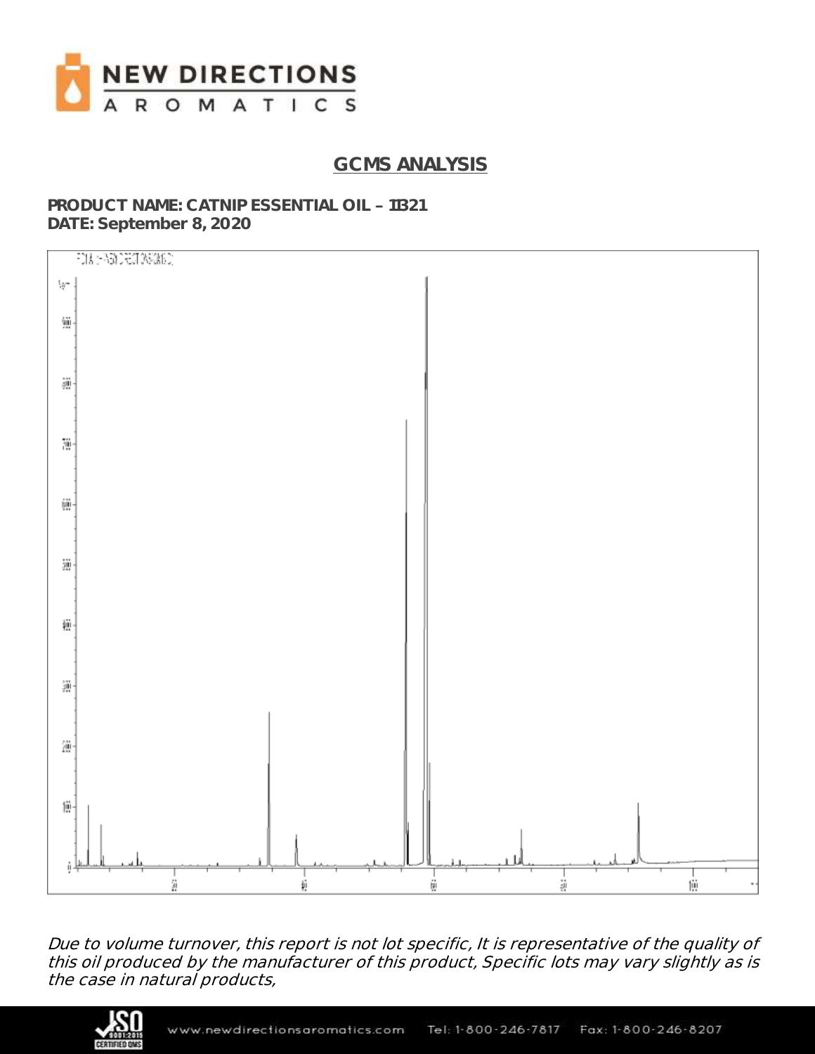# NEW DIRECTIONS AROMATICS

## GCMS ANALYSIS

**PRODUCT NAME: CATNIP ESSENTIAL OIL – 11321**
**DATE: September 8, 2020**

*Due to volume turnover, this report is not lot specific, It is representative of the quality of this oil produced by the manufacturer of this product, Specific lots may vary slightly as is the case in natural products,*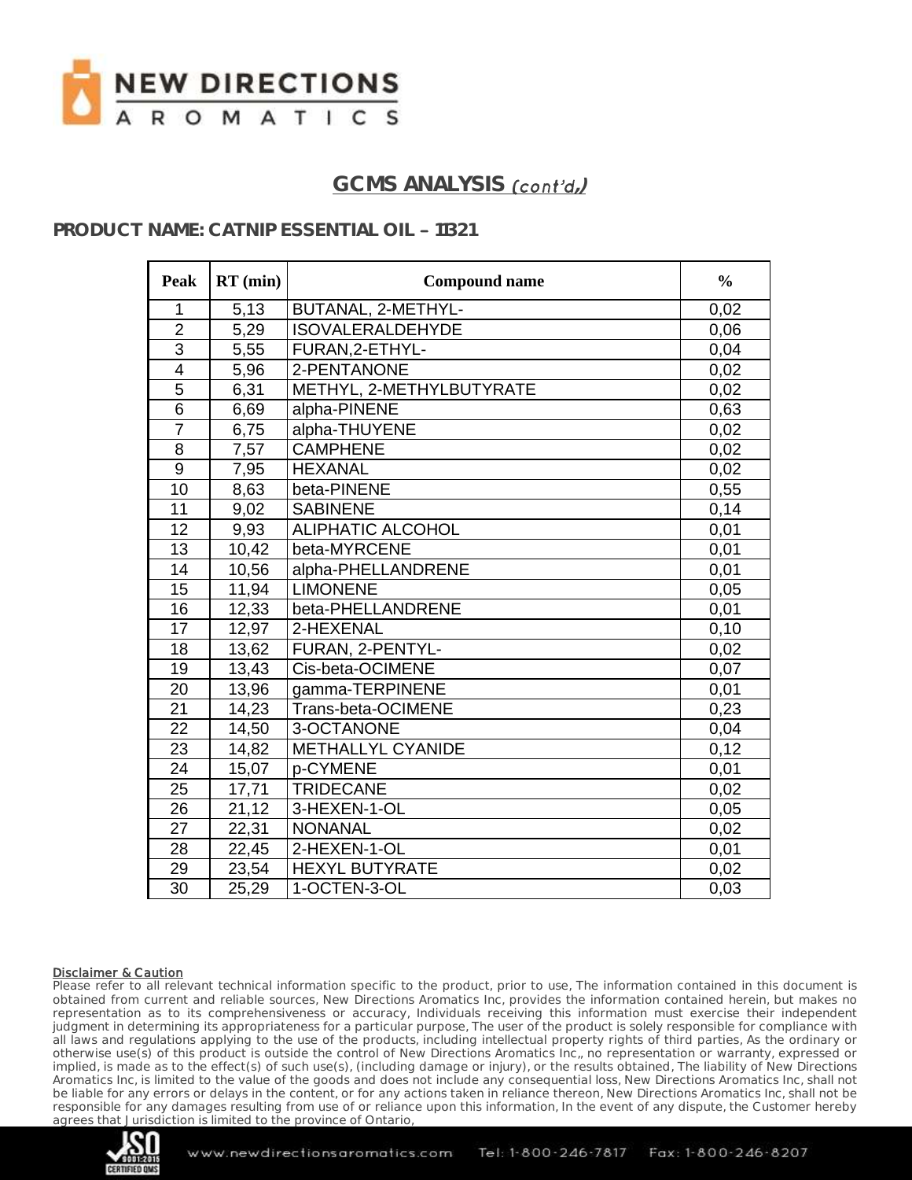## GCMS ANALYSIS *(cont'd,)*

**PRODUCT NAME: CATNIP ESSENTIAL OIL – 11321**

| Peak | RT (min) | Compound name | % |
|---|---|---|---|
| 1 | 5,13 | BUTANAL, 2-METHYL- | 0,02 |
| 2 | 5,29 | ISOVALERALDEHYDE | 0,06 |
| 3 | 5,55 | FURAN,2-ETHYL- | 0,04 |
| 4 | 5,96 | 2-PENTANONE | 0,02 |
| 5 | 6,31 | METHYL, 2-METHYLBUTYRATE | 0,02 |
| 6 | 6,69 | alpha-PINENE | 0,63 |
| 7 | 6,75 | alpha-THUYENE | 0,02 |
| 8 | 7,57 | CAMPHENE | 0,02 |
| 9 | 7,95 | HEXANAL | 0,02 |
| 10 | 8,63 | beta-PINENE | 0,55 |
| 11 | 9,02 | SABINENE | 0,14 |
| 12 | 9,93 | ALIPHATIC ALCOHOL | 0,01 |
| 13 | 10,42 | beta-MYRCENE | 0,01 |
| 14 | 10,56 | alpha-PHELLANDRENE | 0,01 |
| 15 | 11,94 | LIMONENE | 0,05 |
| 16 | 12,33 | beta-PHELLANDRENE | 0,01 |
| 17 | 12,97 | 2-HEXENAL | 0,10 |
| 18 | 13,62 | FURAN, 2-PENTYL- | 0,02 |
| 19 | 13,43 | Cis-beta-OCIMENE | 0,07 |
| 20 | 13,96 | gamma-TERPINENE | 0,01 |
| 21 | 14,23 | Trans-beta-OCIMENE | 0,23 |
| 22 | 14,50 | 3-OCTANONE | 0,04 |
| 23 | 14,82 | METHALLYL CYANIDE | 0,12 |
| 24 | 15,07 | p-CYMENE | 0,01 |
| 25 | 17,71 | TRIDECANE | 0,02 |
| 26 | 21,12 | 3-HEXEN-1-OL | 0,05 |
| 27 | 22,31 | NONANAL | 0,02 |
| 28 | 22,45 | 2-HEXEN-1-OL | 0,01 |
| 29 | 23,54 | HEXYL BUTYRATE | 0,02 |
| 30 | 25,29 | 1-OCTEN-3-OL | 0,03 |

**Disclaimer & Caution**

Please refer to all relevant technical information specific to the product, prior to use, The information contained in this document is obtained from current and reliable sources, New Directions Aromatics Inc, provides the information contained herein, but makes no representation as to its comprehensiveness or accuracy, Individuals receiving this information must exercise their independent judgment in determining its appropriateness for a particular purpose, The user of the product is solely responsible for compliance with all laws and regulations applying to the use of the products, including intellectual property rights of third parties, As the ordinary or otherwise use(s) of this product is outside the control of New Directions Aromatics Inc,, no representation or warranty, expressed or implied, is made as to the effect(s) of such use(s), (including damage or injury), or the results obtained, The liability of New Directions Aromatics Inc, is limited to the value of the goods and does not include any consequential loss, New Directions Aromatics Inc, shall not be liable for any errors or delays in the content, or for any actions taken in reliance thereon, New Directions Aromatics Inc, shall not be responsible for any damages resulting from use of or reliance upon this information, In the event of any dispute, the Customer hereby agrees that Jurisdiction is limited to the province of Ontario,

www.newdirectionsaromatics.com Tel: 1-800-246-7817 Fax: 1-800-246-8207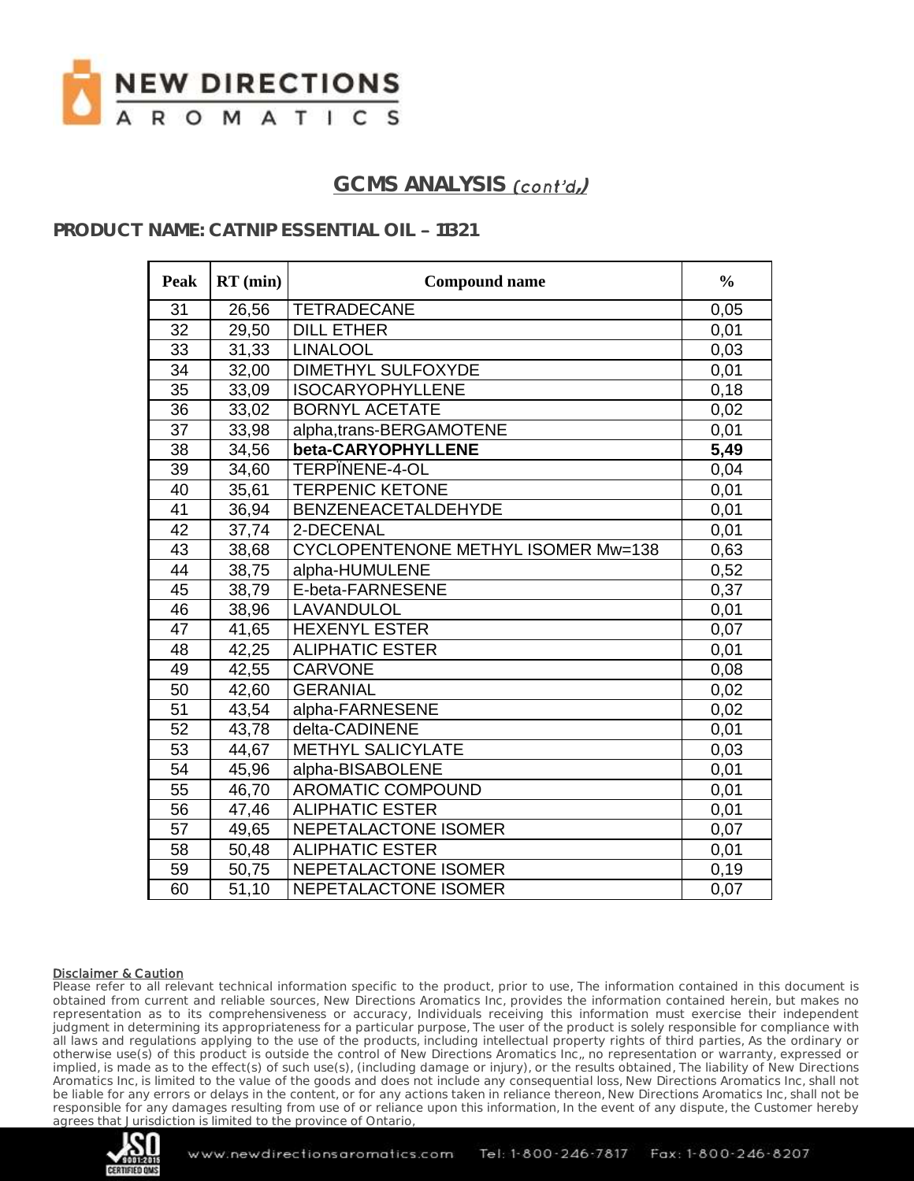## GCMS ANALYSIS *(cont'd,)*

**PRODUCT NAME: CATNIP ESSENTIAL OIL – 11321**

| Peak | RT (min) | Compound name | % |
|---|---|---|---|
| 31 | 26,56 | TETRADECANE | 0,05 |
| 32 | 29,50 | DILL ETHER | 0,01 |
| 33 | 31,33 | LINALOOL | 0,03 |
| 34 | 32,00 | DIMETHYL SULFOXYDE | 0,01 |
| 35 | 33,09 | ISOCARYOPHYLLENE | 0,18 |
| 36 | 33,02 | BORNYL ACETATE | 0,02 |
| 37 | 33,98 | alpha,trans-BERGAMOTENE | 0,01 |
| **38** | **34,56** | **beta-CARYOPHYLLENE** | **5,49** |
| 39 | 34,60 | TERPÏNENE-4-OL | 0,04 |
| 40 | 35,61 | TERPENIC KETONE | 0,01 |
| 41 | 36,94 | BENZENEACETALDEHYDE | 0,01 |
| 42 | 37,74 | 2-DECENAL | 0,01 |
| 43 | 38,68 | CYCLOPENTENONE METHYL ISOMER Mw=138 | 0,63 |
| 44 | 38,75 | alpha-HUMULENE | 0,52 |
| 45 | 38,79 | E-beta-FARNESENE | 0,37 |
| 46 | 38,96 | LAVANDULOL | 0,01 |
| 47 | 41,65 | HEXENYL ESTER | 0,07 |
| 48 | 42,25 | ALIPHATIC ESTER | 0,01 |
| 49 | 42,55 | CARVONE | 0,08 |
| 50 | 42,60 | GERANIAL | 0,02 |
| 51 | 43,54 | alpha-FARNESENE | 0,02 |
| 52 | 43,78 | delta-CADINENE | 0,01 |
| 53 | 44,67 | METHYL SALICYLATE | 0,03 |
| 54 | 45,96 | alpha-BISABOLENE | 0,01 |
| 55 | 46,70 | AROMATIC COMPOUND | 0,01 |
| 56 | 47,46 | ALIPHATIC ESTER | 0,01 |
| 57 | 49,65 | NEPETALACTONE ISOMER | 0,07 |
| 58 | 50,48 | ALIPHATIC ESTER | 0,01 |
| 59 | 50,75 | NEPETALACTONE ISOMER | 0,19 |
| 60 | 51,10 | NEPETALACTONE ISOMER | 0,07 |

**Disclaimer & Caution**

Please refer to all relevant technical information specific to the product, prior to use, The information contained in this document is obtained from current and reliable sources, New Directions Aromatics Inc, provides the information contained herein, but makes no representation as to its comprehensiveness or accuracy, Individuals receiving this information must exercise their independent judgment in determining its appropriateness for a particular purpose, The user of the product is solely responsible for compliance with all laws and regulations applying to the use of the products, including intellectual property rights of third parties, As the ordinary or otherwise use(s) of this product is outside the control of New Directions Aromatics Inc,, no representation or warranty, expressed or implied, is made as to the effect(s) of such use(s), (including damage or injury), or the results obtained, The liability of New Directions Aromatics Inc, is limited to the value of the goods and does not include any consequential loss, New Directions Aromatics Inc, shall not be liable for any errors or delays in the content, or for any actions taken in reliance thereon, New Directions Aromatics Inc, shall not be responsible for any damages resulting from use of or reliance upon this information, In the event of any dispute, the Customer hereby agrees that Jurisdiction is limited to the province of Ontario,

www.newdirectionsaromatics.com Tel: 1-800-246-7817 Fax: 1-800-246-8207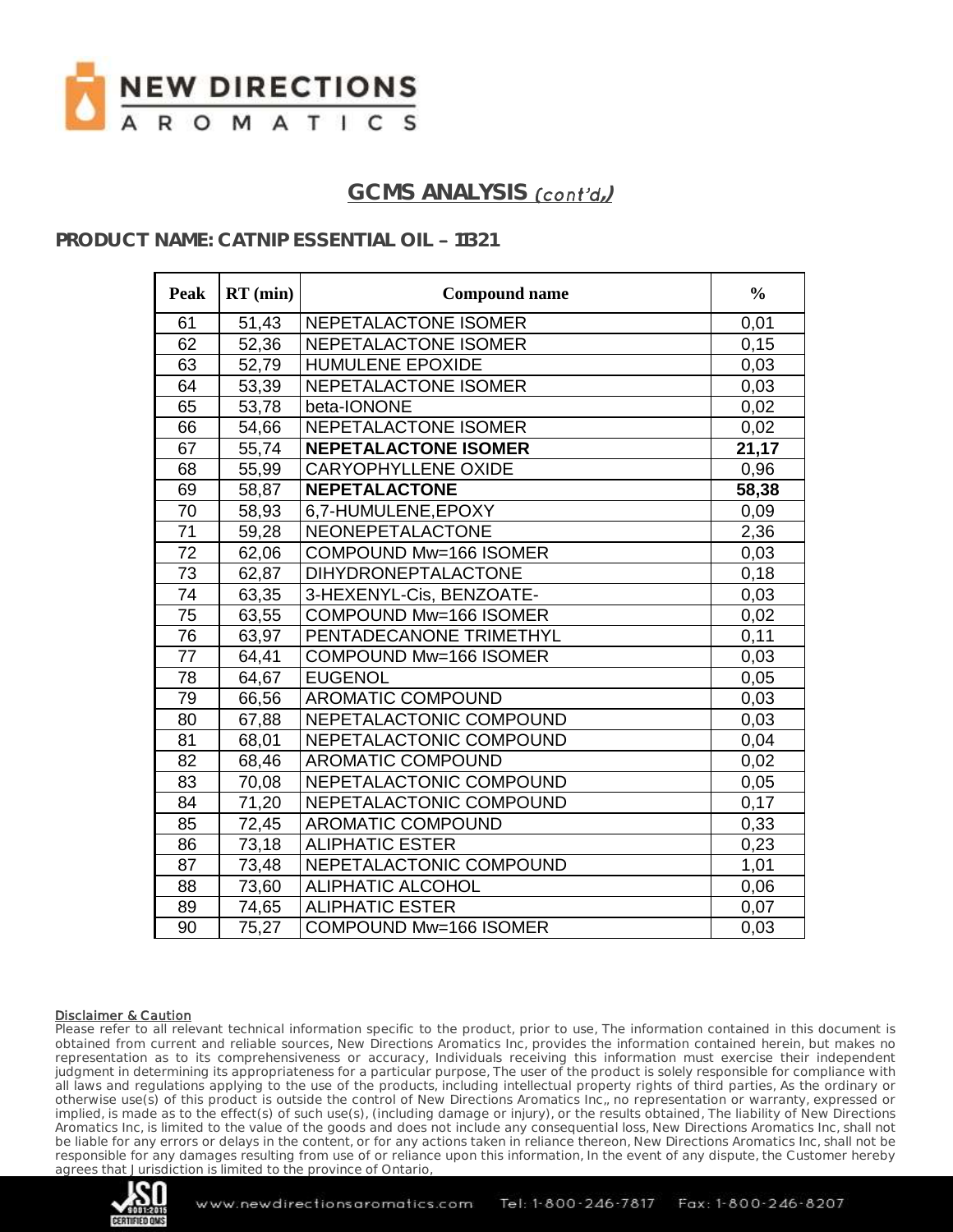## GCMS ANALYSIS *(cont'd,)*

**PRODUCT NAME: CATNIP ESSENTIAL OIL – 11321**

| Peak | RT (min) | Compound name | % |
|---|---|---|---|
| 61 | 51,43 | NEPETALACTONE ISOMER | 0,01 |
| 62 | 52,36 | NEPETALACTONE ISOMER | 0,15 |
| 63 | 52,79 | HUMULENE EPOXIDE | 0,03 |
| 64 | 53,39 | NEPETALACTONE ISOMER | 0,03 |
| 65 | 53,78 | beta-IONONE | 0,02 |
| 66 | 54,66 | NEPETALACTONE ISOMER | 0,02 |
| 67 | 55,74 | **NEPETALACTONE ISOMER** | **21,17** |
| 68 | 55,99 | CARYOPHYLLENE OXIDE | 0,96 |
| 69 | 58,87 | **NEPETALACTONE** | **58,38** |
| 70 | 58,93 | 6,7-HUMULENE,EPOXY | 0,09 |
| 71 | 59,28 | NEONEPETALACTONE | 2,36 |
| 72 | 62,06 | COMPOUND Mw=166 ISOMER | 0,03 |
| 73 | 62,87 | DIHYDRONEPTALACTONE | 0,18 |
| 74 | 63,35 | 3-HEXENYL-Cis, BENZOATE- | 0,03 |
| 75 | 63,55 | COMPOUND Mw=166 ISOMER | 0,02 |
| 76 | 63,97 | PENTADECANONE TRIMETHYL | 0,11 |
| 77 | 64,41 | COMPOUND Mw=166 ISOMER | 0,03 |
| 78 | 64,67 | EUGENOL | 0,05 |
| 79 | 66,56 | AROMATIC COMPOUND | 0,03 |
| 80 | 67,88 | NEPETALACTONIC COMPOUND | 0,03 |
| 81 | 68,01 | NEPETALACTONIC COMPOUND | 0,04 |
| 82 | 68,46 | AROMATIC COMPOUND | 0,02 |
| 83 | 70,08 | NEPETALACTONIC COMPOUND | 0,05 |
| 84 | 71,20 | NEPETALACTONIC COMPOUND | 0,17 |
| 85 | 72,45 | AROMATIC COMPOUND | 0,33 |
| 86 | 73,18 | ALIPHATIC ESTER | 0,23 |
| 87 | 73,48 | NEPETALACTONIC COMPOUND | 1,01 |
| 88 | 73,60 | ALIPHATIC ALCOHOL | 0,06 |
| 89 | 74,65 | ALIPHATIC ESTER | 0,07 |
| 90 | 75,27 | COMPOUND Mw=166 ISOMER | 0,03 |

**Disclaimer & Caution**

Please refer to all relevant technical information specific to the product, prior to use, The information contained in this document is obtained from current and reliable sources, New Directions Aromatics Inc, provides the information contained herein, but makes no representation as to its comprehensiveness or accuracy, Individuals receiving this information must exercise their independent judgment in determining its appropriateness for a particular purpose, The user of the product is solely responsible for compliance with all laws and regulations applying to the use of the products, including intellectual property rights of third parties, As the ordinary or otherwise use(s) of this product is outside the control of New Directions Aromatics Inc,, no representation or warranty, expressed or implied, is made as to the effect(s) of such use(s), (including damage or injury), or the results obtained, The liability of New Directions Aromatics Inc, is limited to the value of the goods and does not include any consequential loss, New Directions Aromatics Inc, shall not be liable for any errors or delays in the content, or for any actions taken in reliance thereon, New Directions Aromatics Inc, shall not be responsible for any damages resulting from use of or reliance upon this information, In the event of any dispute, the Customer hereby agrees that Jurisdiction is limited to the province of Ontario,

www.newdirectionsaromatics.com Tel: 1-800-246-7817 Fax: 1-800-246-8207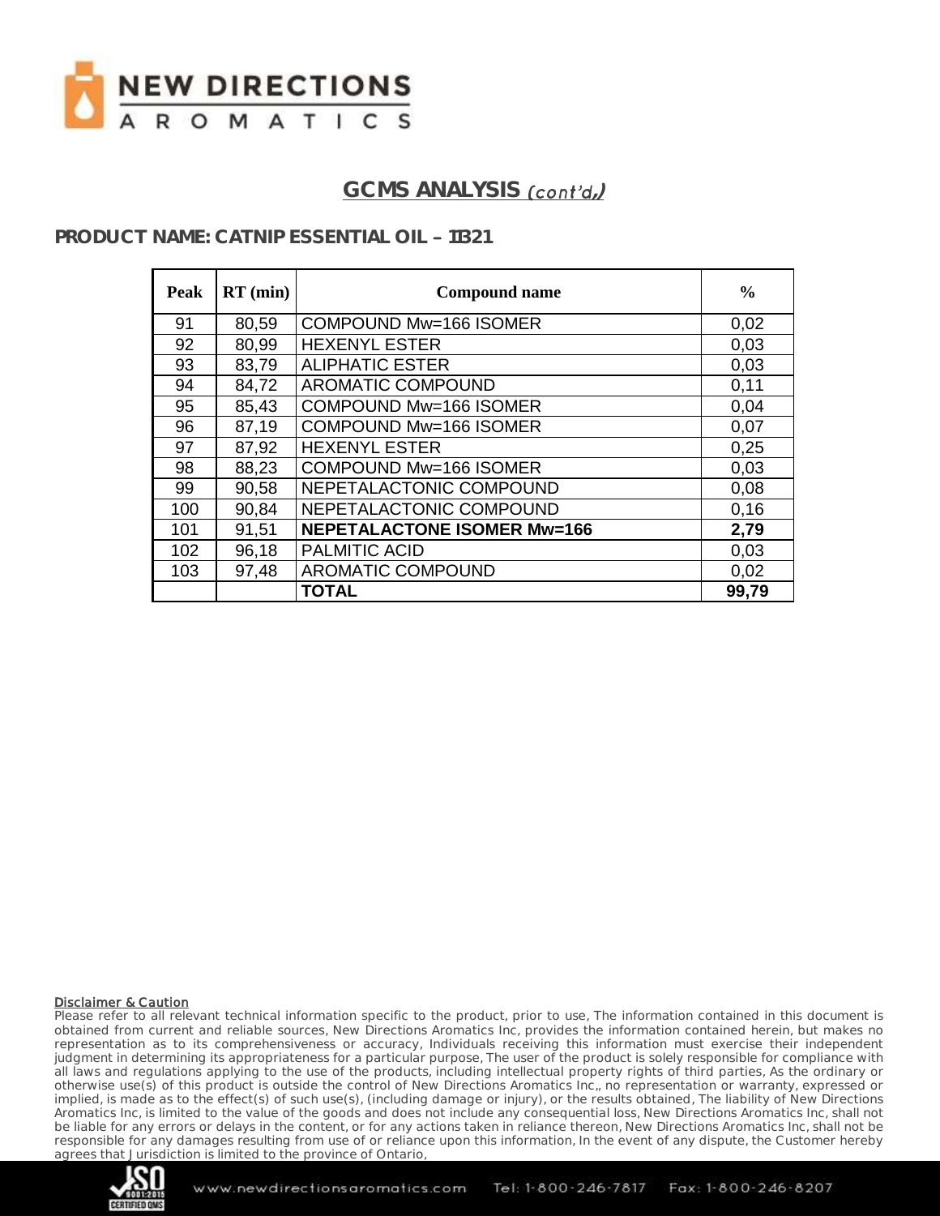## GCMS ANALYSIS *(cont'd,)*

**PRODUCT NAME: CATNIP ESSENTIAL OIL – 11321**

| Peak | RT (min) | Compound name | % |
|---|---|---|---|
| 91 | 80,59 | COMPOUND Mw=166 ISOMER | 0,02 |
| 92 | 80,99 | HEXENYL ESTER | 0,03 |
| 93 | 83,79 | ALIPHATIC ESTER | 0,03 |
| 94 | 84,72 | AROMATIC COMPOUND | 0,11 |
| 95 | 85,43 | COMPOUND Mw=166 ISOMER | 0,04 |
| 96 | 87,19 | COMPOUND Mw=166 ISOMER | 0,07 |
| 97 | 87,92 | HEXENYL ESTER | 0,25 |
| 98 | 88,23 | COMPOUND Mw=166 ISOMER | 0,03 |
| 99 | 90,58 | NEPETALACTONIC COMPOUND | 0,08 |
| 100 | 90,84 | NEPETALACTONIC COMPOUND | 0,16 |
| 101 | 91,51 | **NEPETALACTONE ISOMER Mw=166** | **2,79** |
| 102 | 96,18 | PALMITIC ACID | 0,03 |
| 103 | 97,48 | AROMATIC COMPOUND | 0,02 |
| | | **TOTAL** | **99,79** |

Disclaimer & Caution

Please refer to all relevant technical information specific to the product, prior to use, The information contained in this document is obtained from current and reliable sources, New Directions Aromatics Inc, provides the information contained herein, but makes no representation as to its comprehensiveness or accuracy, Individuals receiving this information must exercise their independent judgment in determining its appropriateness for a particular purpose, The user of the product is solely responsible for compliance with all laws and regulations applying to the use of the products, including intellectual property rights of third parties, As the ordinary or otherwise use(s) of this product is outside the control of New Directions Aromatics Inc,, no representation or warranty, expressed or implied, is made as to the effect(s) of such use(s), (including damage or injury), or the results obtained, The liability of New Directions Aromatics Inc, is limited to the value of the goods and does not include any consequential loss, New Directions Aromatics Inc, shall not be liable for any errors or delays in the content, or for any actions taken in reliance thereon, New Directions Aromatics Inc, shall not be responsible for any damages resulting from use of or reliance upon this information, In the event of any dispute, the Customer hereby agrees that Jurisdiction is limited to the province of Ontario,